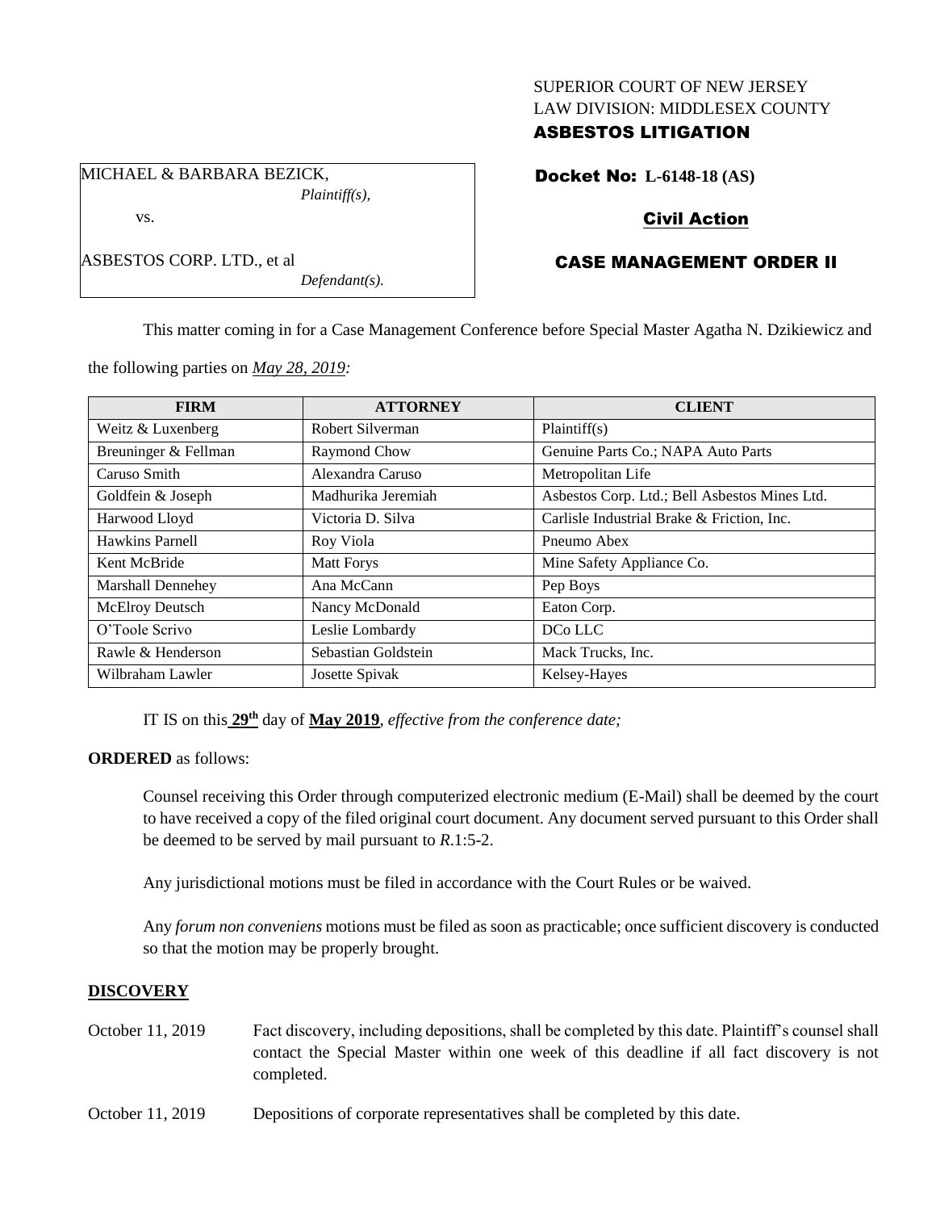SUPERIOR COURT OF NEW JERSEY
LAW DIVISION: MIDDLESEX COUNTY

**ASBESTOS LITIGATION**

MICHAEL & BARBARA BEZICK,
*Plaintiff(s),*

vs.

ASBESTOS CORP. LTD., et al
*Defendant(s).*

**Docket No: L-6148-18 (AS)**

**Civil Action**

**CASE MANAGEMENT ORDER II**

This matter coming in for a Case Management Conference before Special Master Agatha N. Dzikiewicz and the following parties on *May 28, 2019:*

| FIRM | ATTORNEY | CLIENT |
|---|---|---|
| Weitz & Luxenberg | Robert Silverman | Plaintiff(s) |
| Breuninger & Fellman | Raymond Chow | Genuine Parts Co.; NAPA Auto Parts |
| Caruso Smith | Alexandra Caruso | Metropolitan Life |
| Goldfein & Joseph | Madhurika Jeremiah | Asbestos Corp. Ltd.; Bell Asbestos Mines Ltd. |
| Harwood Lloyd | Victoria D. Silva | Carlisle Industrial Brake & Friction, Inc. |
| Hawkins Parnell | Roy Viola | Pneumo Abex |
| Kent McBride | Matt Forys | Mine Safety Appliance Co. |
| Marshall Dennehey | Ana McCann | Pep Boys |
| McElroy Deutsch | Nancy McDonald | Eaton Corp. |
| O'Toole Scrivo | Leslie Lombardy | DCo LLC |
| Rawle & Henderson | Sebastian Goldstein | Mack Trucks, Inc. |
| Wilbraham Lawler | Josette Spivak | Kelsey-Hayes |

IT IS on this **29th** day of **May 2019**, *effective from the conference date;*

**ORDERED** as follows:

Counsel receiving this Order through computerized electronic medium (E-Mail) shall be deemed by the court to have received a copy of the filed original court document. Any document served pursuant to this Order shall be deemed to be served by mail pursuant to *R*.1:5-2.

Any jurisdictional motions must be filed in accordance with the Court Rules or be waived.

Any *forum non conveniens* motions must be filed as soon as practicable; once sufficient discovery is conducted so that the motion may be properly brought.

## DISCOVERY

October 11, 2019 — Fact discovery, including depositions, shall be completed by this date. Plaintiff's counsel shall contact the Special Master within one week of this deadline if all fact discovery is not completed.

October 11, 2019 — Depositions of corporate representatives shall be completed by this date.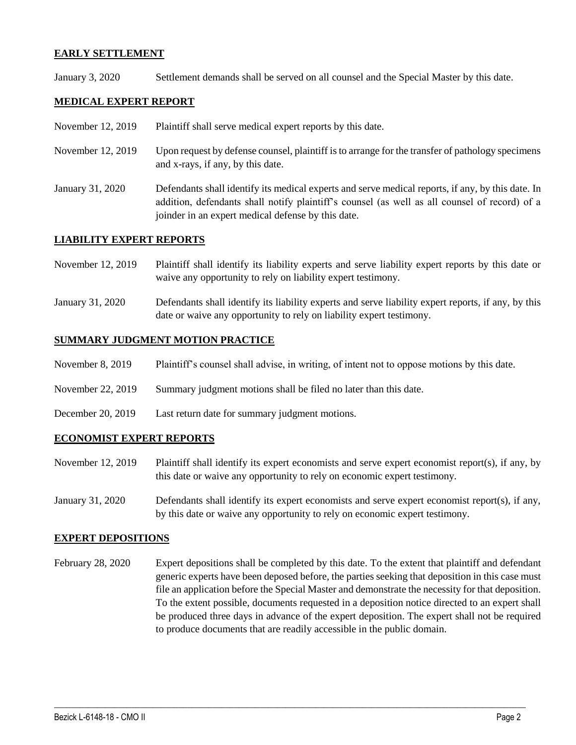## EARLY SETTLEMENT

January 3, 2020 Settlement demands shall be served on all counsel and the Special Master by this date.

## MEDICAL EXPERT REPORT

November 12, 2019 Plaintiff shall serve medical expert reports by this date.

November 12, 2019 Upon request by defense counsel, plaintiff is to arrange for the transfer of pathology specimens and x-rays, if any, by this date.

January 31, 2020 Defendants shall identify its medical experts and serve medical reports, if any, by this date. In addition, defendants shall notify plaintiff's counsel (as well as all counsel of record) of a joinder in an expert medical defense by this date.

## LIABILITY EXPERT REPORTS

November 12, 2019 Plaintiff shall identify its liability experts and serve liability expert reports by this date or waive any opportunity to rely on liability expert testimony.

January 31, 2020 Defendants shall identify its liability experts and serve liability expert reports, if any, by this date or waive any opportunity to rely on liability expert testimony.

## SUMMARY JUDGMENT MOTION PRACTICE

November 8, 2019 Plaintiff's counsel shall advise, in writing, of intent not to oppose motions by this date.

November 22, 2019 Summary judgment motions shall be filed no later than this date.

December 20, 2019 Last return date for summary judgment motions.

## ECONOMIST EXPERT REPORTS

November 12, 2019 Plaintiff shall identify its expert economists and serve expert economist report(s), if any, by this date or waive any opportunity to rely on economic expert testimony.

January 31, 2020 Defendants shall identify its expert economists and serve expert economist report(s), if any, by this date or waive any opportunity to rely on economic expert testimony.

## EXPERT DEPOSITIONS

February 28, 2020 Expert depositions shall be completed by this date. To the extent that plaintiff and defendant generic experts have been deposed before, the parties seeking that deposition in this case must file an application before the Special Master and demonstrate the necessity for that deposition. To the extent possible, documents requested in a deposition notice directed to an expert shall be produced three days in advance of the expert deposition. The expert shall not be required to produce documents that are readily accessible in the public domain.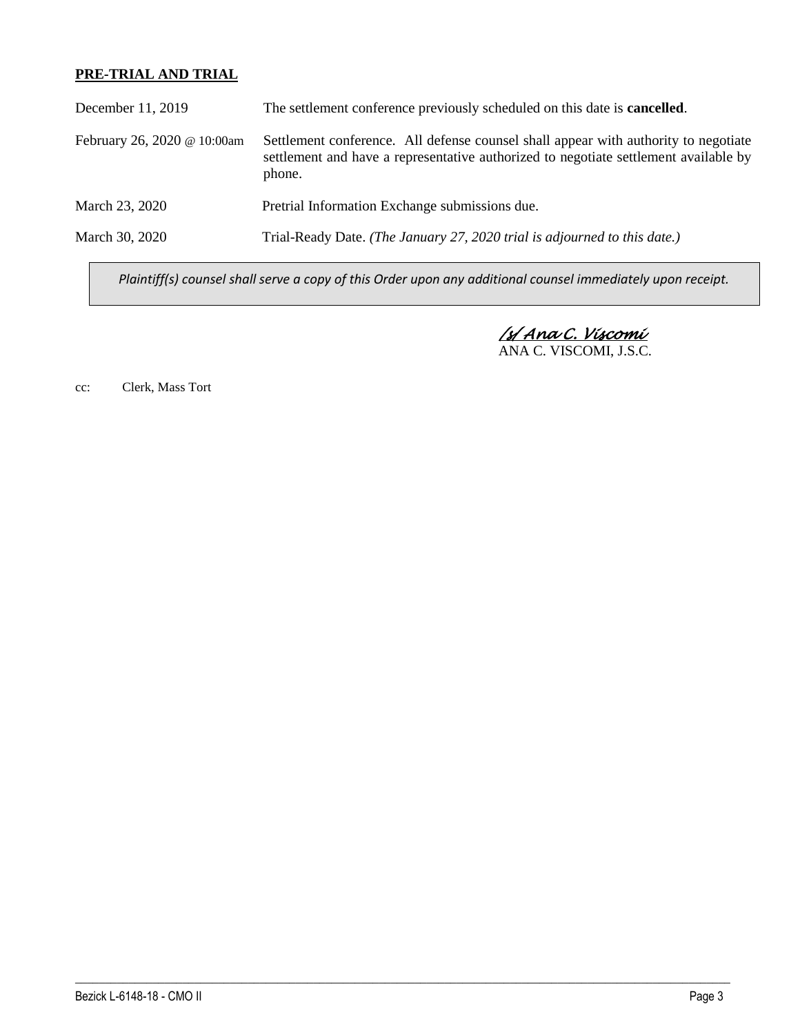**PRE-TRIAL AND TRIAL**

| | |
|---|---|
| December 11, 2019 | The settlement conference previously scheduled on this date is **cancelled**. |
| February 26, 2020 @ 10:00am | Settlement conference. All defense counsel shall appear with authority to negotiate settlement and have a representative authorized to negotiate settlement available by phone. |
| March 23, 2020 | Pretrial Information Exchange submissions due. |
| March 30, 2020 | Trial-Ready Date. *(The January 27, 2020 trial is adjourned to this date.)* |

*Plaintiff(s) counsel shall serve a copy of this Order upon any additional counsel immediately upon receipt.*

*/s/ Ana C. Viscomi*
ANA C. VISCOMI, J.S.C.

cc: Clerk, Mass Tort